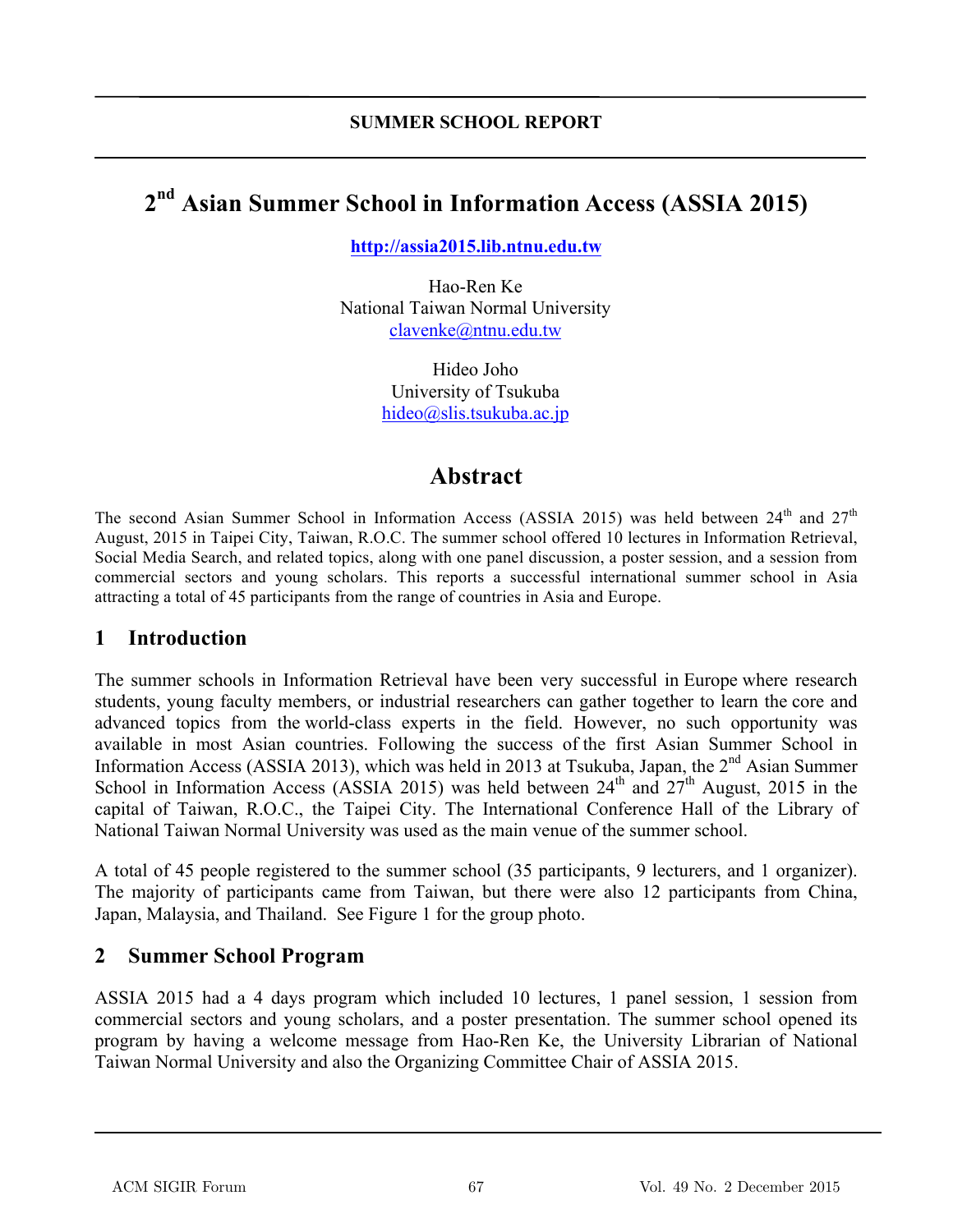SUMMER SCHOOL REPORT

# 2nd Asian Summer School in Information Access (ASSIA 2015)

http://assia2015.lib.ntnu.edu.tw

Hao-Ren Ke
National Taiwan Normal University
clavenke@ntnu.edu.tw

Hideo Joho
University of Tsukuba
hideo@slis.tsukuba.ac.jp

## Abstract

The second Asian Summer School in Information Access (ASSIA 2015) was held between 24th and 27th August, 2015 in Taipei City, Taiwan, R.O.C. The summer school offered 10 lectures in Information Retrieval, Social Media Search, and related topics, along with one panel discussion, a poster session, and a session from commercial sectors and young scholars. This reports a successful international summer school in Asia attracting a total of 45 participants from the range of countries in Asia and Europe.

## 1 Introduction

The summer schools in Information Retrieval have been very successful in Europe where research students, young faculty members, or industrial researchers can gather together to learn the core and advanced topics from the world-class experts in the field. However, no such opportunity was available in most Asian countries. Following the success of the first Asian Summer School in Information Access (ASSIA 2013), which was held in 2013 at Tsukuba, Japan, the 2nd Asian Summer School in Information Access (ASSIA 2015) was held between 24th and 27th August, 2015 in the capital of Taiwan, R.O.C., the Taipei City. The International Conference Hall of the Library of National Taiwan Normal University was used as the main venue of the summer school.

A total of 45 people registered to the summer school (35 participants, 9 lecturers, and 1 organizer). The majority of participants came from Taiwan, but there were also 12 participants from China, Japan, Malaysia, and Thailand. See Figure 1 for the group photo.

## 2 Summer School Program

ASSIA 2015 had a 4 days program which included 10 lectures, 1 panel session, 1 session from commercial sectors and young scholars, and a poster presentation. The summer school opened its program by having a welcome message from Hao-Ren Ke, the University Librarian of National Taiwan Normal University and also the Organizing Committee Chair of ASSIA 2015.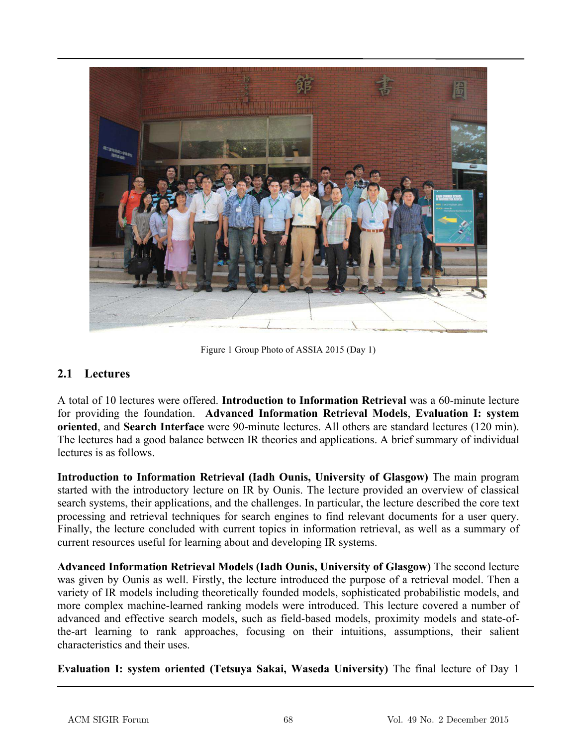Figure 1 Group Photo of ASSIA 2015 (Day 1)

## 2.1 Lectures

A total of 10 lectures were offered. **Introduction to Information Retrieval** was a 60-minute lecture for providing the foundation. **Advanced Information Retrieval Models**, **Evaluation I: system oriented**, and **Search Interface** were 90-minute lectures. All others are standard lectures (120 min). The lectures had a good balance between IR theories and applications. A brief summary of individual lectures is as follows.

**Introduction to Information Retrieval (Iadh Ounis, University of Glasgow)** The main program started with the introductory lecture on IR by Ounis. The lecture provided an overview of classical search systems, their applications, and the challenges. In particular, the lecture described the core text processing and retrieval techniques for search engines to find relevant documents for a user query. Finally, the lecture concluded with current topics in information retrieval, as well as a summary of current resources useful for learning about and developing IR systems.

**Advanced Information Retrieval Models (Iadh Ounis, University of Glasgow)** The second lecture was given by Ounis as well. Firstly, the lecture introduced the purpose of a retrieval model. Then a variety of IR models including theoretically founded models, sophisticated probabilistic models, and more complex machine-learned ranking models were introduced. This lecture covered a number of advanced and effective search models, such as field-based models, proximity models and state-of-the-art learning to rank approaches, focusing on their intuitions, assumptions, their salient characteristics and their uses.

**Evaluation I: system oriented (Tetsuya Sakai, Waseda University)** The final lecture of Day 1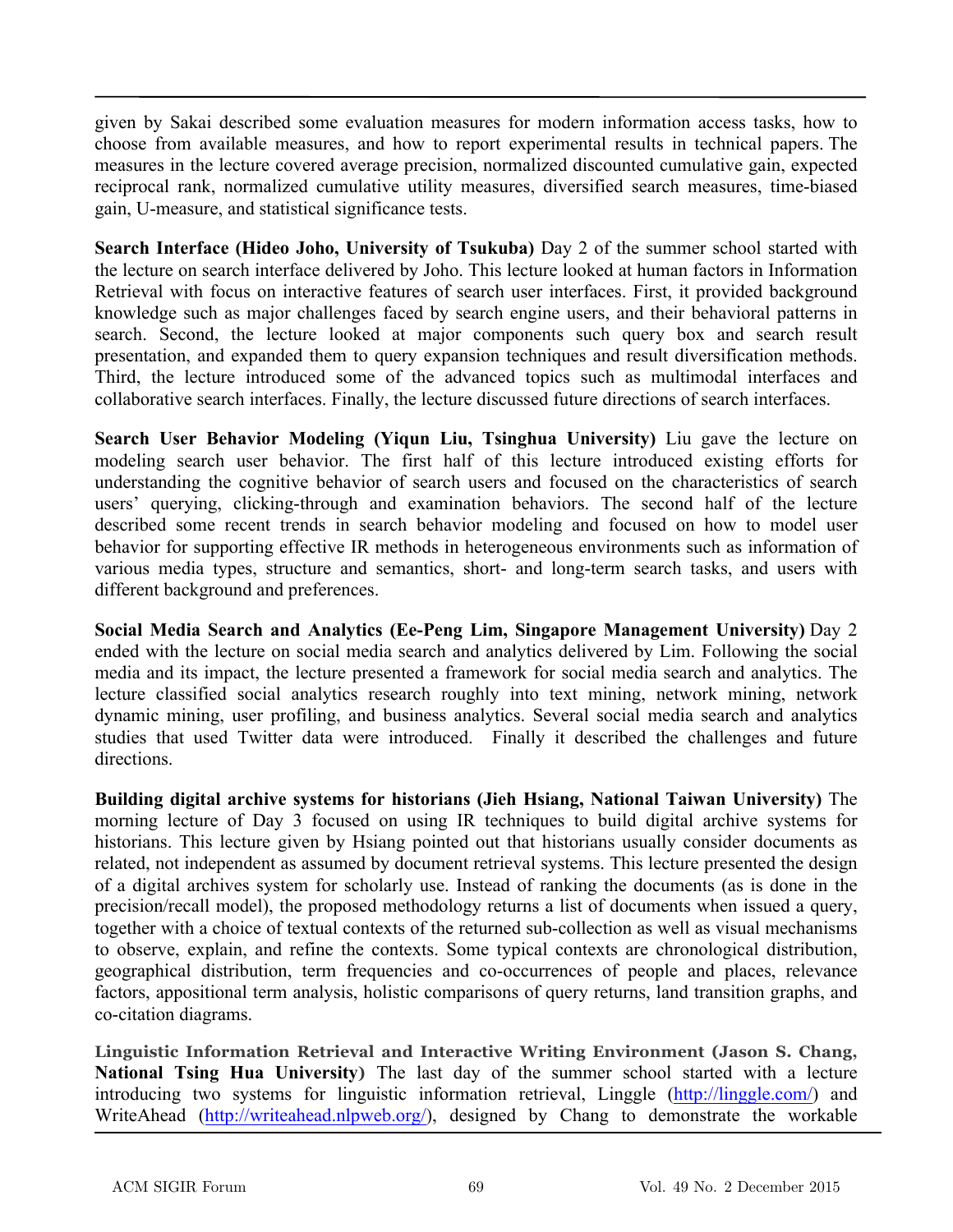given by Sakai described some evaluation measures for modern information access tasks, how to choose from available measures, and how to report experimental results in technical papers. The measures in the lecture covered average precision, normalized discounted cumulative gain, expected reciprocal rank, normalized cumulative utility measures, diversified search measures, time-biased gain, U-measure, and statistical significance tests.

**Search Interface (Hideo Joho, University of Tsukuba)** Day 2 of the summer school started with the lecture on search interface delivered by Joho. This lecture looked at human factors in Information Retrieval with focus on interactive features of search user interfaces. First, it provided background knowledge such as major challenges faced by search engine users, and their behavioral patterns in search. Second, the lecture looked at major components such query box and search result presentation, and expanded them to query expansion techniques and result diversification methods. Third, the lecture introduced some of the advanced topics such as multimodal interfaces and collaborative search interfaces. Finally, the lecture discussed future directions of search interfaces.

**Search User Behavior Modeling (Yiqun Liu, Tsinghua University)** Liu gave the lecture on modeling search user behavior. The first half of this lecture introduced existing efforts for understanding the cognitive behavior of search users and focused on the characteristics of search users' querying, clicking-through and examination behaviors. The second half of the lecture described some recent trends in search behavior modeling and focused on how to model user behavior for supporting effective IR methods in heterogeneous environments such as information of various media types, structure and semantics, short- and long-term search tasks, and users with different background and preferences.

**Social Media Search and Analytics (Ee-Peng Lim, Singapore Management University)** Day 2 ended with the lecture on social media search and analytics delivered by Lim. Following the social media and its impact, the lecture presented a framework for social media search and analytics. The lecture classified social analytics research roughly into text mining, network mining, network dynamic mining, user profiling, and business analytics. Several social media search and analytics studies that used Twitter data were introduced. Finally it described the challenges and future directions.

**Building digital archive systems for historians (Jieh Hsiang, National Taiwan University)** The morning lecture of Day 3 focused on using IR techniques to build digital archive systems for historians. This lecture given by Hsiang pointed out that historians usually consider documents as related, not independent as assumed by document retrieval systems. This lecture presented the design of a digital archives system for scholarly use. Instead of ranking the documents (as is done in the precision/recall model), the proposed methodology returns a list of documents when issued a query, together with a choice of textual contexts of the returned sub-collection as well as visual mechanisms to observe, explain, and refine the contexts. Some typical contexts are chronological distribution, geographical distribution, term frequencies and co-occurrences of people and places, relevance factors, appositional term analysis, holistic comparisons of query returns, land transition graphs, and co-citation diagrams.

**Linguistic Information Retrieval and Interactive Writing Environment (Jason S. Chang, National Tsing Hua University)** The last day of the summer school started with a lecture introducing two systems for linguistic information retrieval, Linggle (http://linggle.com/) and WriteAhead (http://writeahead.nlpweb.org/), designed by Chang to demonstrate the workable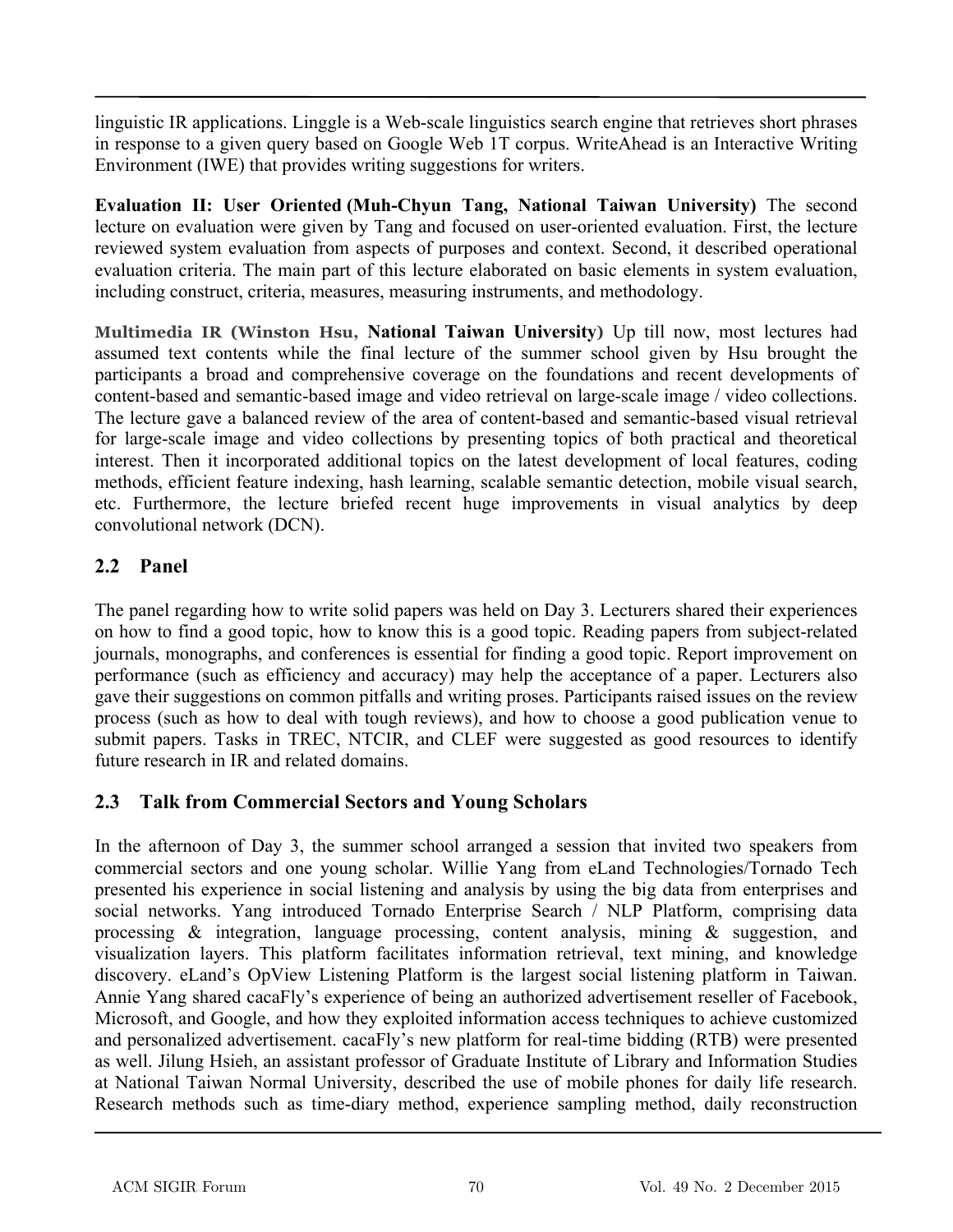linguistic IR applications. Linggle is a Web-scale linguistics search engine that retrieves short phrases in response to a given query based on Google Web 1T corpus. WriteAhead is an Interactive Writing Environment (IWE) that provides writing suggestions for writers.

**Evaluation II: User Oriented (Muh-Chyun Tang, National Taiwan University)** The second lecture on evaluation were given by Tang and focused on user-oriented evaluation. First, the lecture reviewed system evaluation from aspects of purposes and context. Second, it described operational evaluation criteria. The main part of this lecture elaborated on basic elements in system evaluation, including construct, criteria, measures, measuring instruments, and methodology.

**Multimedia IR (Winston Hsu, National Taiwan University)** Up till now, most lectures had assumed text contents while the final lecture of the summer school given by Hsu brought the participants a broad and comprehensive coverage on the foundations and recent developments of content-based and semantic-based image and video retrieval on large-scale image / video collections. The lecture gave a balanced review of the area of content-based and semantic-based visual retrieval for large-scale image and video collections by presenting topics of both practical and theoretical interest. Then it incorporated additional topics on the latest development of local features, coding methods, efficient feature indexing, hash learning, scalable semantic detection, mobile visual search, etc. Furthermore, the lecture briefed recent huge improvements in visual analytics by deep convolutional network (DCN).

## 2.2 Panel

The panel regarding how to write solid papers was held on Day 3. Lecturers shared their experiences on how to find a good topic, how to know this is a good topic. Reading papers from subject-related journals, monographs, and conferences is essential for finding a good topic. Report improvement on performance (such as efficiency and accuracy) may help the acceptance of a paper. Lecturers also gave their suggestions on common pitfalls and writing proses. Participants raised issues on the review process (such as how to deal with tough reviews), and how to choose a good publication venue to submit papers. Tasks in TREC, NTCIR, and CLEF were suggested as good resources to identify future research in IR and related domains.

## 2.3 Talk from Commercial Sectors and Young Scholars

In the afternoon of Day 3, the summer school arranged a session that invited two speakers from commercial sectors and one young scholar. Willie Yang from eLand Technologies/Tornado Tech presented his experience in social listening and analysis by using the big data from enterprises and social networks. Yang introduced Tornado Enterprise Search / NLP Platform, comprising data processing & integration, language processing, content analysis, mining & suggestion, and visualization layers. This platform facilitates information retrieval, text mining, and knowledge discovery. eLand's OpView Listening Platform is the largest social listening platform in Taiwan. Annie Yang shared cacaFly's experience of being an authorized advertisement reseller of Facebook, Microsoft, and Google, and how they exploited information access techniques to achieve customized and personalized advertisement. cacaFly's new platform for real-time bidding (RTB) were presented as well. Jilung Hsieh, an assistant professor of Graduate Institute of Library and Information Studies at National Taiwan Normal University, described the use of mobile phones for daily life research. Research methods such as time-diary method, experience sampling method, daily reconstruction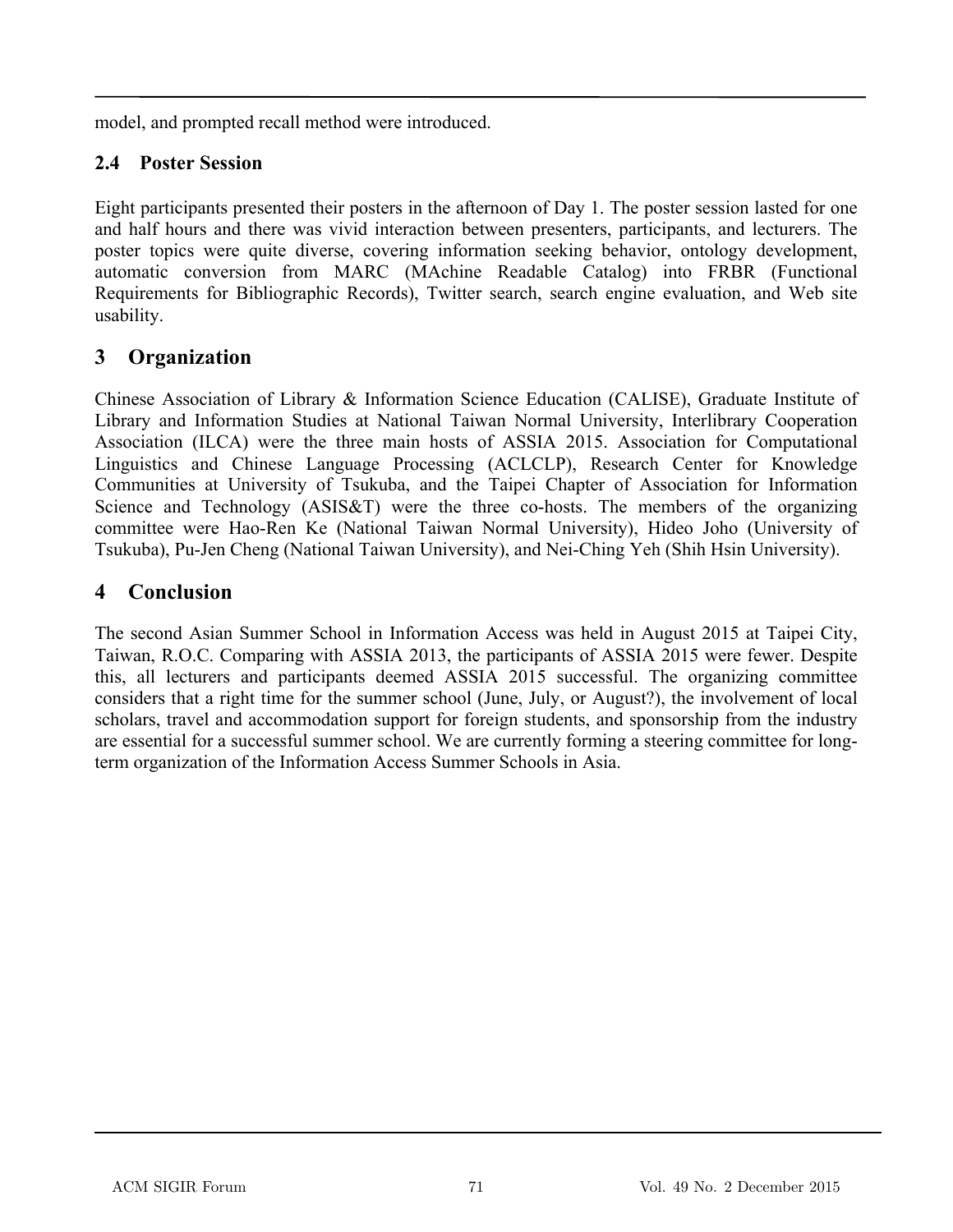model, and prompted recall method were introduced.

### 2.4 Poster Session

Eight participants presented their posters in the afternoon of Day 1. The poster session lasted for one and half hours and there was vivid interaction between presenters, participants, and lecturers. The poster topics were quite diverse, covering information seeking behavior, ontology development, automatic conversion from MARC (MAchine Readable Catalog) into FRBR (Functional Requirements for Bibliographic Records), Twitter search, search engine evaluation, and Web site usability.

## 3 Organization

Chinese Association of Library & Information Science Education (CALISE), Graduate Institute of Library and Information Studies at National Taiwan Normal University, Interlibrary Cooperation Association (ILCA) were the three main hosts of ASSIA 2015. Association for Computational Linguistics and Chinese Language Processing (ACLCLP), Research Center for Knowledge Communities at University of Tsukuba, and the Taipei Chapter of Association for Information Science and Technology (ASIS&T) were the three co-hosts. The members of the organizing committee were Hao-Ren Ke (National Taiwan Normal University), Hideo Joho (University of Tsukuba), Pu-Jen Cheng (National Taiwan University), and Nei-Ching Yeh (Shih Hsin University).

## 4 Conclusion

The second Asian Summer School in Information Access was held in August 2015 at Taipei City, Taiwan, R.O.C. Comparing with ASSIA 2013, the participants of ASSIA 2015 were fewer. Despite this, all lecturers and participants deemed ASSIA 2015 successful. The organizing committee considers that a right time for the summer school (June, July, or August?), the involvement of local scholars, travel and accommodation support for foreign students, and sponsorship from the industry are essential for a successful summer school. We are currently forming a steering committee for long-term organization of the Information Access Summer Schools in Asia.